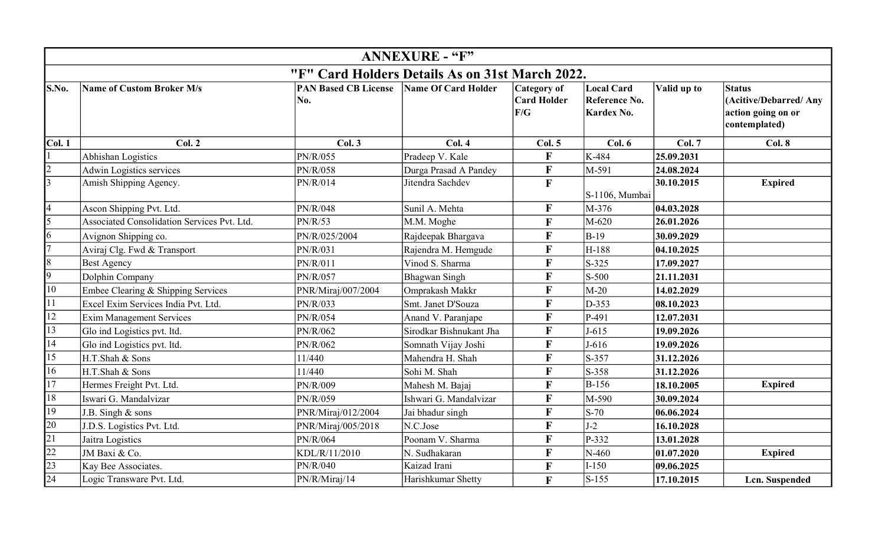# ANNEXURE - "F"

## "F" Card Holders Details As on 31st March 2022.

| S.No. | Name of Custom Broker M/s | PAN Based CB License No. | Name Of Card Holder | Category of Card Holder F/G | Local Card Reference No. Kardex No. | Valid up to | Status (Acitive/Debarred/ Any action going on or contemplated) |
|---|---|---|---|---|---|---|---|
| Col. 1 | Col. 2 | Col. 3 | Col. 4 | Col. 5 | Col. 6 | Col. 7 | Col. 8 |
| 1 | Abhishan Logistics | PN/R/055 | Pradeep V. Kale | F | K-484 | 25.09.2031 | |
| 2 | Adwin Logistics services | PN/R/058 | Durga Prasad A Pandey | F | M-591 | 24.08.2024 | |
| 3 | Amish Shipping Agency. | PN/R/014 | Jitendra Sachdev | F | S-1106, Mumbai | 30.10.2015 | Expired |
| 4 | Ascon Shipping Pvt. Ltd. | PN/R/048 | Sunil A. Mehta | F | M-376 | 04.03.2028 | |
| 5 | Associated Consolidation Services Pvt. Ltd. | PN/R/53 | M.M. Moghe | F | M-620 | 26.01.2026 | |
| 6 | Avignon Shipping co. | PN/R/025/2004 | Rajdeepak Bhargava | F | B-19 | 30.09.2029 | |
| 7 | Aviraj Clg. Fwd & Transport | PN/R/031 | Rajendra M. Hemgude | F | H-188 | 04.10.2025 | |
| 8 | Best Agency | PN/R/011 | Vinod S. Sharma | F | S-325 | 17.09.2027 | |
| 9 | Dolphin Company | PN/R/057 | Bhagwan Singh | F | S-500 | 21.11.2031 | |
| 10 | Embee Clearing & Shipping Services | PNR/Miraj/007/2004 | Omprakash Makkr | F | M-20 | 14.02.2029 | |
| 11 | Excel Exim Services India Pvt. Ltd. | PN/R/033 | Smt. Janet D'Souza | F | D-353 | 08.10.2023 | |
| 12 | Exim Management Services | PN/R/054 | Anand V. Paranjape | F | P-491 | 12.07.2031 | |
| 13 | Glo ind Logistics pvt. ltd. | PN/R/062 | Sirodkar Bishnukant Jha | F | J-615 | 19.09.2026 | |
| 14 | Glo ind Logistics pvt. ltd. | PN/R/062 | Somnath Vijay Joshi | F | J-616 | 19.09.2026 | |
| 15 | H.T.Shah & Sons | 11/440 | Mahendra H. Shah | F | S-357 | 31.12.2026 | |
| 16 | H.T.Shah & Sons | 11/440 | Sohi M. Shah | F | S-358 | 31.12.2026 | |
| 17 | Hermes Freight Pvt. Ltd. | PN/R/009 | Mahesh M. Bajaj | F | B-156 | 18.10.2005 | Expired |
| 18 | Iswari G. Mandalvizar | PN/R/059 | Ishwari G. Mandalvizar | F | M-590 | 30.09.2024 | |
| 19 | J.B. Singh & sons | PNR/Miraj/012/2004 | Jai bhadur singh | F | S-70 | 06.06.2024 | |
| 20 | J.D.S. Logistics Pvt. Ltd. | PNR/Miraj/005/2018 | N.C.Jose | F | J-2 | 16.10.2028 | |
| 21 | Jaitra Logistics | PN/R/064 | Poonam V. Sharma | F | P-332 | 13.01.2028 | |
| 22 | JM Baxi & Co. | KDL/R/11/2010 | N. Sudhakaran | F | N-460 | 01.07.2020 | Expired |
| 23 | Kay Bee Associates. | PN/R/040 | Kaizad Irani | F | I-150 | 09.06.2025 | |
| 24 | Logic Transware Pvt. Ltd. | PN/R/Miraj/14 | Harishkumar Shetty | F | S-155 | 17.10.2015 | Lcn. Suspended |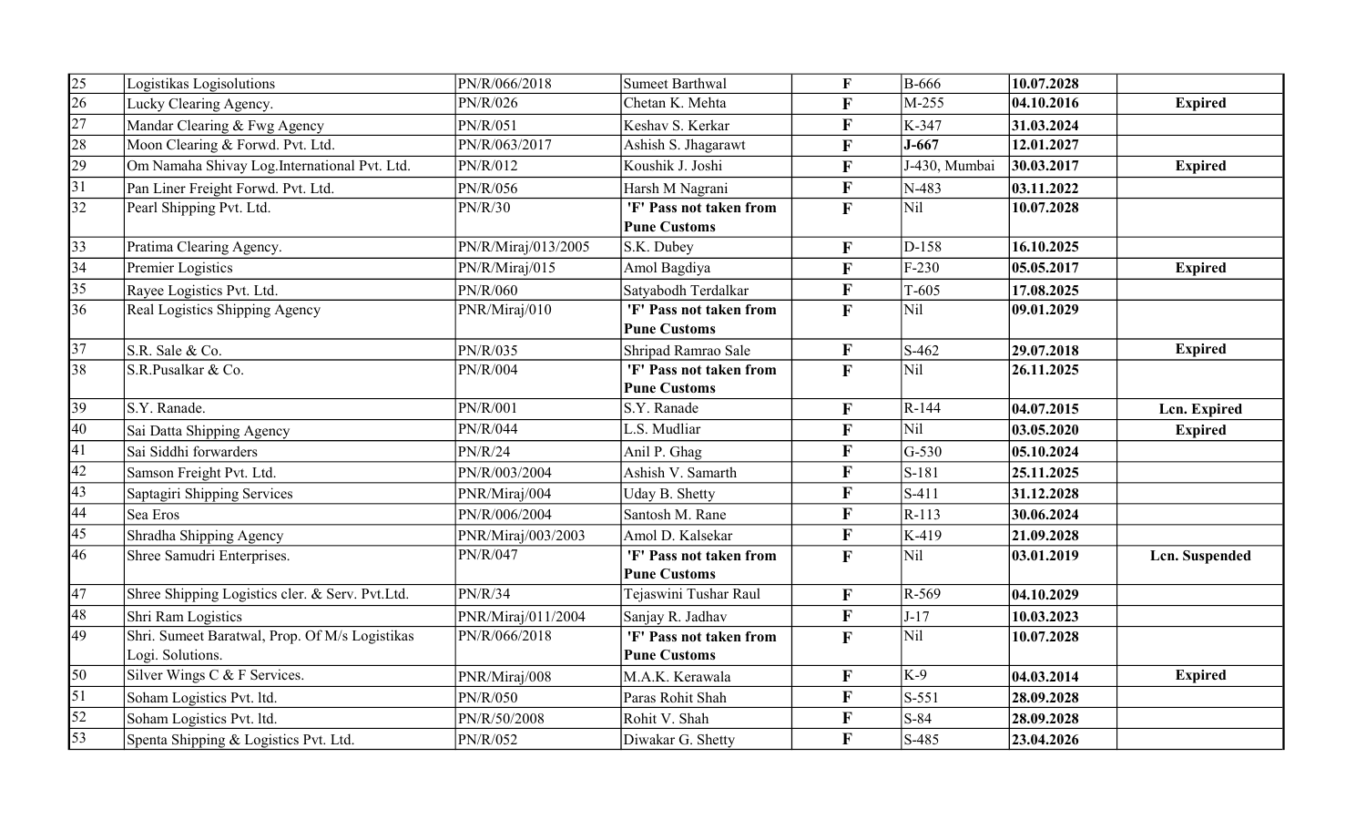| | | | | | | | |
|---|---|---|---|---|---|---|---|
| 25 | Logistikas Logisolutions | PN/R/066/2018 | Sumeet Barthwal | **F** | B-666 | **10.07.2028** | |
| 26 | Lucky Clearing Agency. | PN/R/026 | Chetan K. Mehta | **F** | M-255 | **04.10.2016** | **Expired** |
| 27 | Mandar Clearing & Fwg Agency | PN/R/051 | Keshav S. Kerkar | **F** | K-347 | **31.03.2024** | |
| 28 | Moon Clearing & Forwd. Pvt. Ltd. | PN/R/063/2017 | Ashish S. Jhagarawt | **F** | **J-667** | **12.01.2027** | |
| 29 | Om Namaha Shivay Log.International Pvt. Ltd. | PN/R/012 | Koushik J. Joshi | **F** | J-430, Mumbai | **30.03.2017** | **Expired** |
| 31 | Pan Liner Freight Forwd. Pvt. Ltd. | PN/R/056 | Harsh M Nagrani | **F** | N-483 | **03.11.2022** | |
| 32 | Pearl Shipping Pvt. Ltd. | PN/R/30 | **'F' Pass not taken from Pune Customs** | **F** | Nil | **10.07.2028** | |
| 33 | Pratima Clearing Agency. | PN/R/Miraj/013/2005 | S.K. Dubey | **F** | D-158 | **16.10.2025** | |
| 34 | Premier Logistics | PN/R/Miraj/015 | Amol Bagdiya | **F** | F-230 | **05.05.2017** | **Expired** |
| 35 | Rayee Logistics Pvt. Ltd. | PN/R/060 | Satyabodh Terdalkar | **F** | T-605 | **17.08.2025** | |
| 36 | Real Logistics Shipping Agency | PNR/Miraj/010 | **'F' Pass not taken from Pune Customs** | **F** | Nil | **09.01.2029** | |
| 37 | S.R. Sale & Co. | PN/R/035 | Shripad Ramrao Sale | **F** | S-462 | **29.07.2018** | **Expired** |
| 38 | S.R.Pusalkar & Co. | PN/R/004 | **'F' Pass not taken from Pune Customs** | **F** | Nil | **26.11.2025** | |
| 39 | S.Y. Ranade. | PN/R/001 | S.Y. Ranade | **F** | R-144 | **04.07.2015** | **Lcn. Expired** |
| 40 | Sai Datta Shipping Agency | PN/R/044 | L.S. Mudliar | **F** | Nil | **03.05.2020** | **Expired** |
| 41 | Sai Siddhi forwarders | PN/R/24 | Anil P. Ghag | **F** | G-530 | **05.10.2024** | |
| 42 | Samson Freight Pvt. Ltd. | PN/R/003/2004 | Ashish V. Samarth | **F** | S-181 | **25.11.2025** | |
| 43 | Saptagiri Shipping Services | PNR/Miraj/004 | Uday B. Shetty | **F** | S-411 | **31.12.2028** | |
| 44 | Sea Eros | PN/R/006/2004 | Santosh M. Rane | **F** | R-113 | **30.06.2024** | |
| 45 | Shradha Shipping Agency | PNR/Miraj/003/2003 | Amol D. Kalsekar | **F** | K-419 | **21.09.2028** | |
| 46 | Shree Samudri Enterprises. | PN/R/047 | **'F' Pass not taken from Pune Customs** | **F** | Nil | **03.01.2019** | **Lcn. Suspended** |
| 47 | Shree Shipping Logistics cler. & Serv. Pvt.Ltd. | PN/R/34 | Tejaswini Tushar Raul | **F** | R-569 | **04.10.2029** | |
| 48 | Shri Ram Logistics | PNR/Miraj/011/2004 | Sanjay R. Jadhav | **F** | J-17 | **10.03.2023** | |
| 49 | Shri. Sumeet Baratwal, Prop. Of M/s Logistikas Logi. Solutions. | PN/R/066/2018 | **'F' Pass not taken from Pune Customs** | **F** | Nil | **10.07.2028** | |
| 50 | Silver Wings C & F Services. | PNR/Miraj/008 | M.A.K. Kerawala | **F** | K-9 | **04.03.2014** | **Expired** |
| 51 | Soham Logistics Pvt. ltd. | PN/R/050 | Paras Rohit Shah | **F** | S-551 | **28.09.2028** | |
| 52 | Soham Logistics Pvt. ltd. | PN/R/50/2008 | Rohit V. Shah | **F** | S-84 | **28.09.2028** | |
| 53 | Spenta Shipping & Logistics Pvt. Ltd. | PN/R/052 | Diwakar G. Shetty | **F** | S-485 | **23.04.2026** | |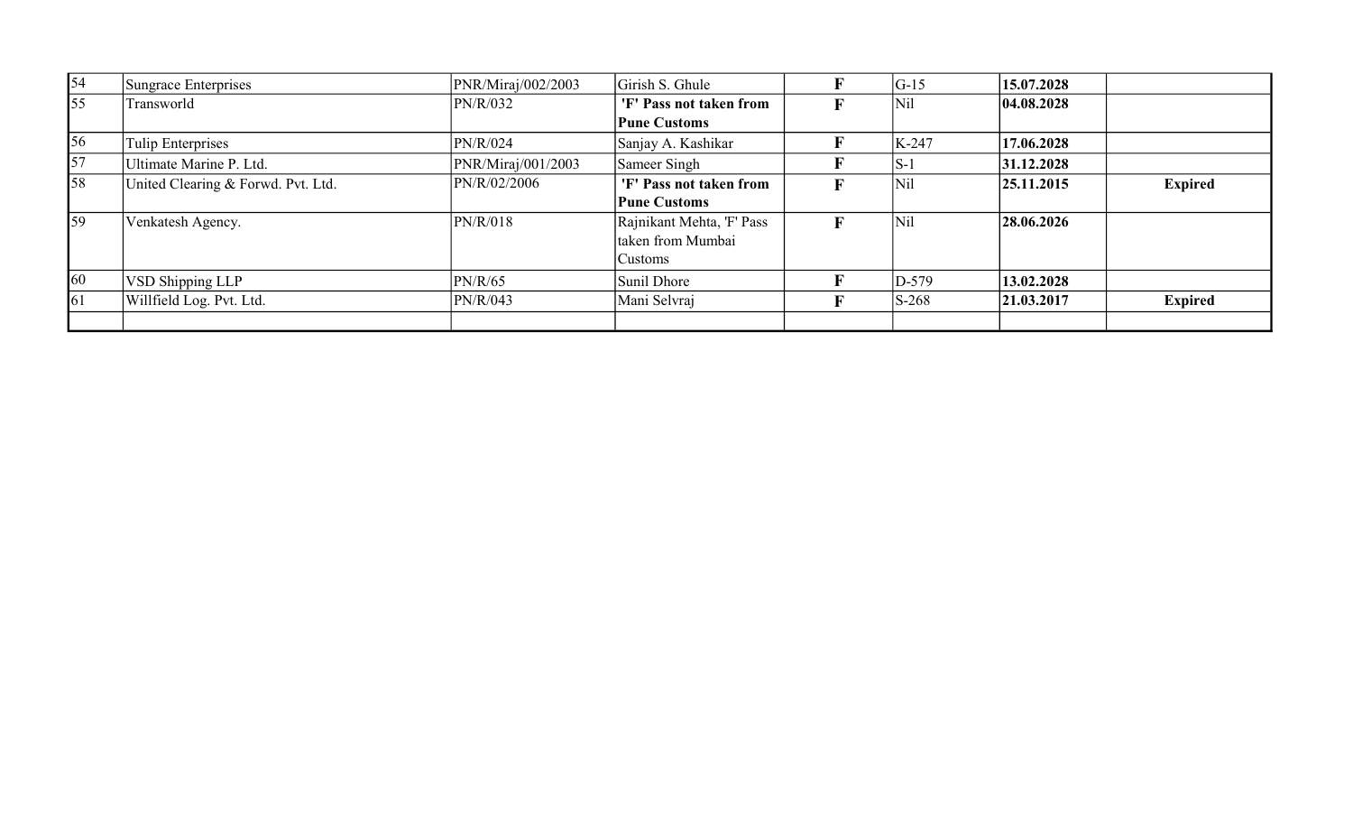| | | | | | | | |
|---|---|---|---|---|---|---|---|
| 54 | Sungrace Enterprises | PNR/Miraj/002/2003 | Girish S. Ghule | **F** | G-15 | **15.07.2028** | |
| 55 | Transworld | PN/R/032 | **'F' Pass not taken from Pune Customs** | **F** | Nil | **04.08.2028** | |
| 56 | Tulip Enterprises | PN/R/024 | Sanjay A. Kashikar | **F** | K-247 | **17.06.2028** | |
| 57 | Ultimate Marine P. Ltd. | PNR/Miraj/001/2003 | Sameer Singh | **F** | S-1 | **31.12.2028** | |
| 58 | United Clearing & Forwd. Pvt. Ltd. | PN/R/02/2006 | **'F' Pass not taken from Pune Customs** | **F** | Nil | **25.11.2015** | **Expired** |
| 59 | Venkatesh Agency. | PN/R/018 | Rajnikant Mehta, 'F' Pass taken from Mumbai Customs | **F** | Nil | **28.06.2026** | |
| 60 | VSD Shipping LLP | PN/R/65 | Sunil Dhore | **F** | D-579 | **13.02.2028** | |
| 61 | Willfield Log. Pvt. Ltd. | PN/R/043 | Mani Selvraj | **F** | S-268 | **21.03.2017** | **Expired** |
| | | | | | | | |